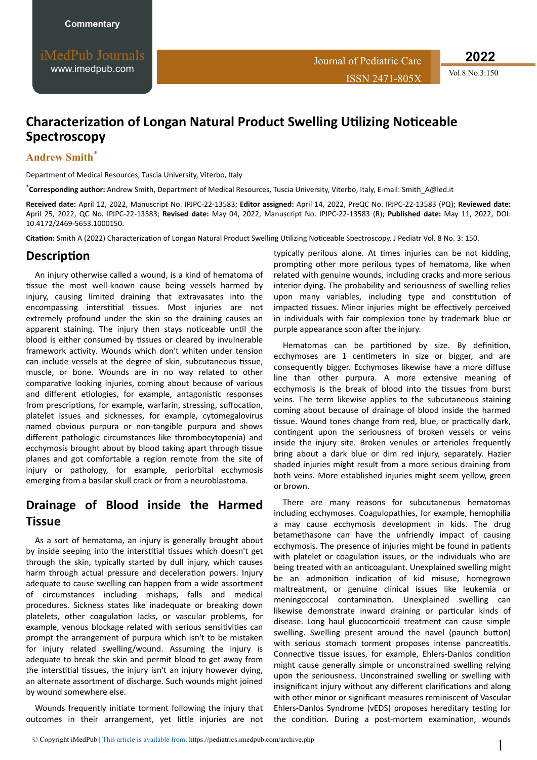Commentary

# Characterization of Longan Natural Product Swelling Utilizing Noticeable Spectroscopy

**Andrew Smith***

Department of Medical Resources, Tuscia University, Viterbo, Italy

***Corresponding author:** Andrew Smith, Department of Medical Resources, Tuscia University, Viterbo, Italy, E-mail: Smith_A@led.it

**Received date:** April 12, 2022, Manuscript No. IPJPC-22-13583; **Editor assigned:** April 14, 2022, PreQC No. IPJPC-22-13583 (PQ); **Reviewed date:** April 25, 2022, QC No. IPJPC-22-13583; **Revised date:** May 04, 2022, Manuscript No. IPJPC-22-13583 (R); **Published date:** May 11, 2022, DOI: 10.4172/2469-5653.1000150.

**Citation:** Smith A (2022) Characterization of Longan Natural Product Swelling Utilizing Noticeable Spectroscopy. J Pediatr Vol. 8 No. 3: 150.

## Description

An injury otherwise called a wound, is a kind of hematoma of tissue the most well-known cause being vessels harmed by injury, causing limited draining that extravasates into the encompassing interstitial tissues. Most injuries are not extremely profound under the skin so the draining causes an apparent staining. The injury then stays noticeable until the blood is either consumed by tissues or cleared by invulnerable framework activity. Wounds which don't whiten under tension can include vessels at the degree of skin, subcutaneous tissue, muscle, or bone. Wounds are in no way related to other comparative looking injuries, coming about because of various and different etiologies, for example, antagonistic responses from prescriptions, for example, warfarin, stressing, suffocation, platelet issues and sicknesses, for example, cytomegalovirus named obvious purpura or non-tangible purpura and shows different pathologic circumstances like thrombocytopenia) and ecchymosis brought about by blood taking apart through tissue planes and got comfortable a region remote from the site of injury or pathology, for example, periorbital ecchymosis emerging from a basilar skull crack or from a neuroblastoma.

## Drainage of Blood inside the Harmed Tissue

As a sort of hematoma, an injury is generally brought about by inside seeping into the interstitial tissues which doesn't get through the skin, typically started by dull injury, which causes harm through actual pressure and deceleration powers. Injury adequate to cause swelling can happen from a wide assortment of circumstances including mishaps, falls and medical procedures. Sickness states like inadequate or breaking down platelets, other coagulation lacks, or vascular problems, for example, venous blockage related with serious sensitivities can prompt the arrangement of purpura which isn't to be mistaken for injury related swelling/wound. Assuming the injury is adequate to break the skin and permit blood to get away from the interstitial tissues, the injury isn't an injury however dying, an alternate assortment of discharge. Such wounds might joined by wound somewhere else.

Wounds frequently initiate torment following the injury that outcomes in their arrangement, yet little injuries are not typically perilous alone. At times injuries can be not kidding, prompting other more perilous types of hematoma, like when related with genuine wounds, including cracks and more serious interior dying. The probability and seriousness of swelling relies upon many variables, including type and constitution of impacted tissues. Minor injuries might be effectively perceived in individuals with fair complexion tone by trademark blue or purple appearance soon after the injury.

Hematomas can be partitioned by size. By definition, ecchymoses are 1 centimeters in size or bigger, and are consequently bigger. Ecchymoses likewise have a more diffuse line than other purpura. A more extensive meaning of ecchymosis is the break of blood into the tissues from burst veins. The term likewise applies to the subcutaneous staining coming about because of drainage of blood inside the harmed tissue. Wound tones change from red, blue, or practically dark, contingent upon the seriousness of broken vessels or veins inside the injury site. Broken venules or arterioles frequently bring about a dark blue or dim red injury, separately. Hazier shaded injuries might result from a more serious draining from both veins. More established injuries might seem yellow, green or brown.

There are many reasons for subcutaneous hematomas including ecchymoses. Coagulopathies, for example, hemophilia a may cause ecchymosis development in kids. The drug betamethasone can have the unfriendly impact of causing ecchymosis. The presence of injuries might be found in patients with platelet or coagulation issues, or the individuals who are being treated with an anticoagulant. Unexplained swelling might be an admonition indication of kid misuse, homegrown maltreatment, or genuine clinical issues like leukemia or meningococcal contamination. Unexplained swelling can likewise demonstrate inward draining or particular kinds of disease. Long haul glucocorticoid treatment can cause simple swelling. Swelling present around the navel (paunch button) with serious stomach torment proposes intense pancreatitis. Connective tissue issues, for example, Ehlers-Danlos condition might cause generally simple or unconstrained swelling relying upon the seriousness. Unconstrained swelling or swelling with insignificant injury without any different clarifications and along with other minor or significant measures reminiscent of Vascular Ehlers-Danlos Syndrome (vEDS) proposes hereditary testing for the condition. During a post-mortem examination, wounds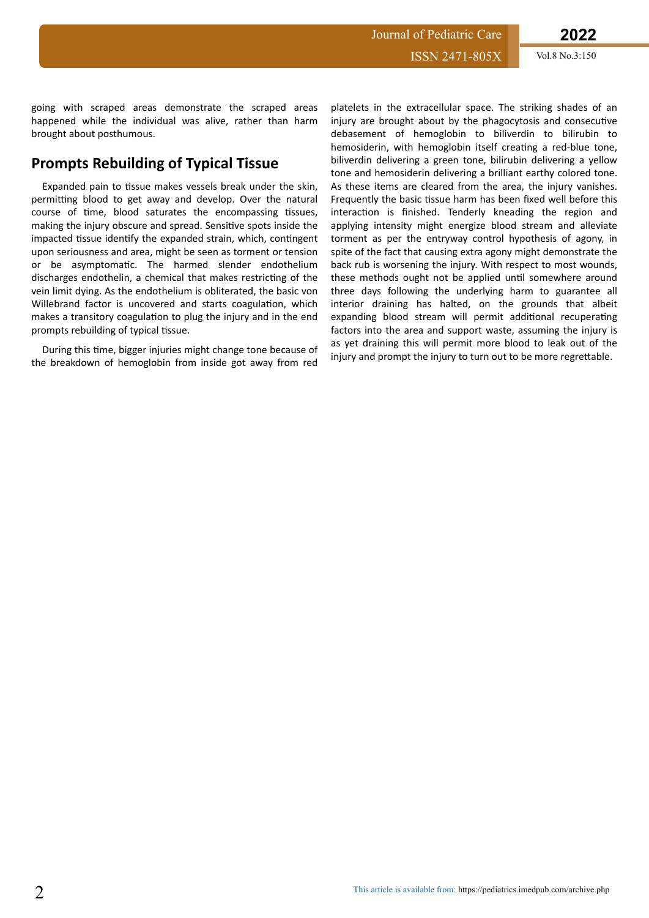going with scraped areas demonstrate the scraped areas happened while the individual was alive, rather than harm brought about posthumous.

## Prompts Rebuilding of Typical Tissue

Expanded pain to tissue makes vessels break under the skin, permitting blood to get away and develop. Over the natural course of time, blood saturates the encompassing tissues, making the injury obscure and spread. Sensitive spots inside the impacted tissue identify the expanded strain, which, contingent upon seriousness and area, might be seen as torment or tension or be asymptomatic. The harmed slender endothelium discharges endothelin, a chemical that makes restricting of the vein limit dying. As the endothelium is obliterated, the basic von Willebrand factor is uncovered and starts coagulation, which makes a transitory coagulation to plug the injury and in the end prompts rebuilding of typical tissue.

During this time, bigger injuries might change tone because of the breakdown of hemoglobin from inside got away from red platelets in the extracellular space. The striking shades of an injury are brought about by the phagocytosis and consecutive debasement of hemoglobin to biliverdin to bilirubin to hemosiderin, with hemoglobin itself creating a red-blue tone, biliverdin delivering a green tone, bilirubin delivering a yellow tone and hemosiderin delivering a brilliant earthy colored tone. As these items are cleared from the area, the injury vanishes. Frequently the basic tissue harm has been fixed well before this interaction is finished. Tenderly kneading the region and applying intensity might energize blood stream and alleviate torment as per the entryway control hypothesis of agony, in spite of the fact that causing extra agony might demonstrate the back rub is worsening the injury. With respect to most wounds, these methods ought not be applied until somewhere around three days following the underlying harm to guarantee all interior draining has halted, on the grounds that albeit expanding blood stream will permit additional recuperating factors into the area and support waste, assuming the injury is as yet draining this will permit more blood to leak out of the injury and prompt the injury to turn out to be more regrettable.